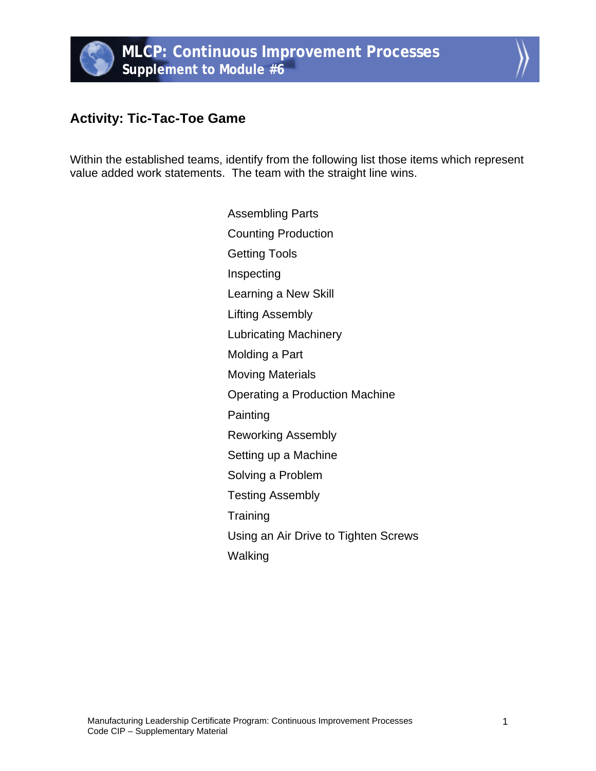# MLCP: Continuous Improvement Processes
## Supplement to Module #6

### Activity: Tic-Tac-Toe Game

Within the established teams, identify from the following list those items which represent value added work statements. The team with the straight line wins.

- Assembling Parts
- Counting Production
- Getting Tools
- Inspecting
- Learning a New Skill
- Lifting Assembly
- Lubricating Machinery
- Molding a Part
- Moving Materials
- Operating a Production Machine
- Painting
- Reworking Assembly
- Setting up a Machine
- Solving a Problem
- Testing Assembly
- Training
- Using an Air Drive to Tighten Screws
- Walking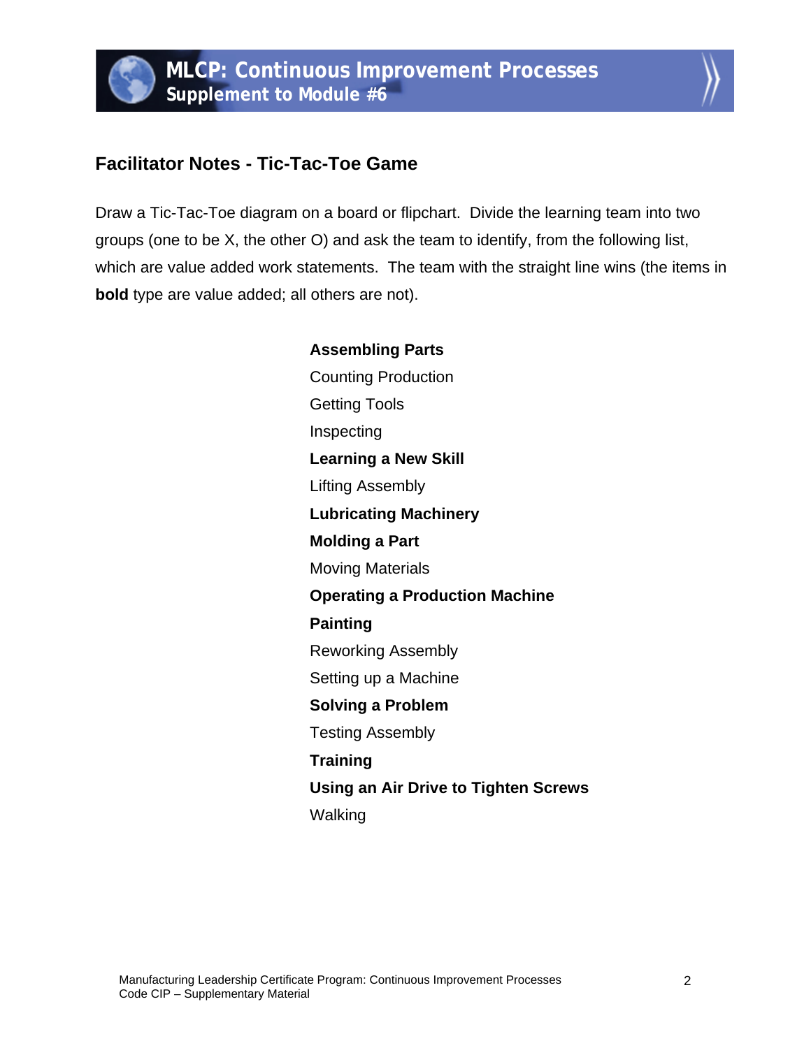# MLCP: Continuous Improvement Processes
## Supplement to Module #6

### Facilitator Notes - Tic-Tac-Toe Game

Draw a Tic-Tac-Toe diagram on a board or flipchart. Divide the learning team into two groups (one to be X, the other O) and ask the team to identify, from the following list, which are value added work statements. The team with the straight line wins (the items in **bold** type are value added; all others are not).

**Assembling Parts**
Counting Production
Getting Tools
Inspecting
**Learning a New Skill**
Lifting Assembly
**Lubricating Machinery**
**Molding a Part**
Moving Materials
**Operating a Production Machine**
**Painting**
Reworking Assembly
Setting up a Machine
**Solving a Problem**
Testing Assembly
**Training**
**Using an Air Drive to Tighten Screws**
Walking